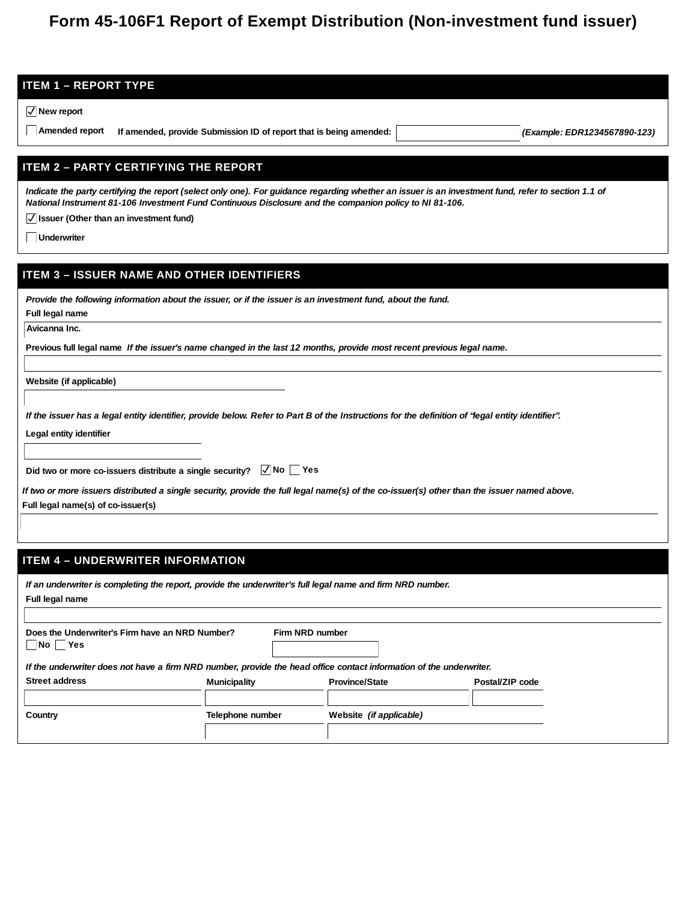# Form 45-106F1 Report of Exempt Distribution (Non-investment fund issuer)

## ITEM 1 – REPORT TYPE

☑ New report

☐ Amended report   If amended, provide Submission ID of report that is being amended: ________ *(Example: EDR1234567890-123)*

## ITEM 2 – PARTY CERTIFYING THE REPORT

*Indicate the party certifying the report (select only one). For guidance regarding whether an issuer is an investment fund, refer to section 1.1 of National Instrument 81-106 Investment Fund Continuous Disclosure and the companion policy to NI 81-106.*

☑ Issuer (Other than an investment fund)

☐ Underwriter

## ITEM 3 – ISSUER NAME AND OTHER IDENTIFIERS

*Provide the following information about the issuer, or if the issuer is an investment fund, about the fund.*

**Full legal name**

Avicanna Inc.

**Previous full legal name** *If the issuer's name changed in the last 12 months, provide most recent previous legal name.*

**Website (if applicable)**

*If the issuer has a legal entity identifier, provide below. Refer to Part B of the Instructions for the definition of "legal entity identifier".*

**Legal entity identifier**

**Did two or more co-issuers distribute a single security?** ☑ No ☐ Yes

*If two or more issuers distributed a single security, provide the full legal name(s) of the co-issuer(s) other than the issuer named above.*

**Full legal name(s) of co-issuer(s)**

## ITEM 4 – UNDERWRITER INFORMATION

*If an underwriter is completing the report, provide the underwriter's full legal name and firm NRD number.*

**Full legal name**

**Does the Underwriter's Firm have an NRD Number?** ☐ No ☐ Yes

**Firm NRD number**

*If the underwriter does not have a firm NRD number, provide the head office contact information of the underwriter.*

| Street address | Municipality | Province/State | Postal/ZIP code |
|---|---|---|---|
| | | | |

| Country | Telephone number | Website *(if applicable)* |
|---|---|---|
| | | |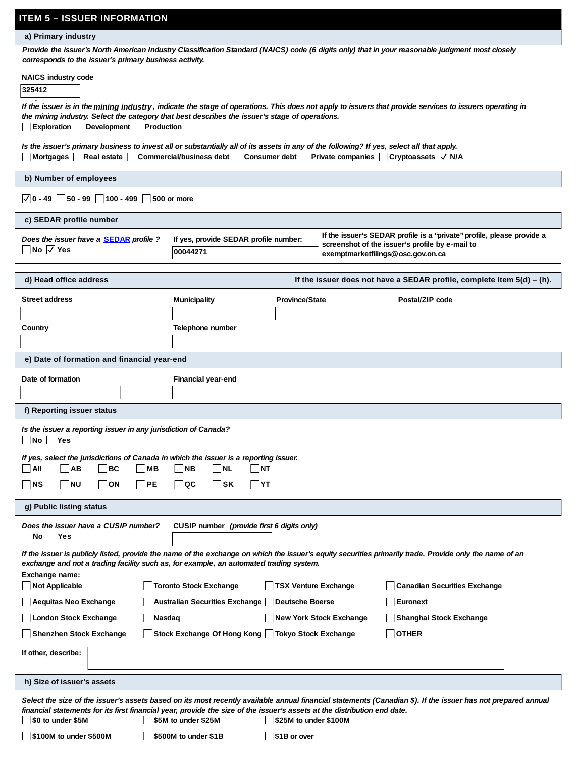## ITEM 5 – ISSUER INFORMATION

### a) Primary industry

*Provide the issuer's North American Industry Classification Standard (NAICS) code (6 digits only) that in your reasonable judgment most closely corresponds to the issuer's primary business activity.*

**NAICS industry code**

325412

*If the issuer is in the mining industry, indicate the stage of operations. This does not apply to issuers that provide services to issuers operating in the mining industry. Select the category that best describes the issuer's stage of operations.*

☐ Exploration ☐ Development ☐ Production

*Is the issuer's primary business to invest all or substantially all of its assets in any of the following? If yes, select all that apply.*

☐ Mortgages ☐ Real estate ☐ Commercial/business debt ☐ Consumer debt ☐ Private companies ☐ Cryptoassets ☑ N/A

### b) Number of employees

☑ 0 - 49 ☐ 50 - 99 ☐ 100 - 499 ☐ 500 or more

### c) SEDAR profile number

*Does the issuer have a SEDAR profile?*

☐ No ☑ Yes

**If yes, provide SEDAR profile number:** 00044271

If the issuer's SEDAR profile is a "private" profile, please provide a screenshot of the issuer's profile by e-mail to exemptmarketfilings@osc.gov.on.ca

### d) Head office address

**If the issuer does not have a SEDAR profile, complete Item 5(d) – (h).**

| Street address | Municipality | Province/State | Postal/ZIP code |
|---|---|---|---|
| | | | |

| Country | Telephone number |
|---|---|
| | |

### e) Date of formation and financial year-end

| Date of formation | Financial year-end |
|---|---|
| | |

### f) Reporting issuer status

*Is the issuer a reporting issuer in any jurisdiction of Canada?*

☐ No ☐ Yes

*If yes, select the jurisdictions of Canada in which the issuer is a reporting issuer.*

☐ All ☐ AB ☐ BC ☐ MB ☐ NB ☐ NL ☐ NT

☐ NS ☐ NU ☐ ON ☐ PE ☐ QC ☐ SK ☐ YT

### g) Public listing status

*Does the issuer have a CUSIP number?*

☐ No ☐ Yes

**CUSIP number** *(provide first 6 digits only)*

*If the issuer is publicly listed, provide the name of the exchange on which the issuer's equity securities primarily trade. Provide only the name of an exchange and not a trading facility such as, for example, an automated trading system.*

**Exchange name:**

☐ Not Applicable ☐ Toronto Stock Exchange ☐ TSX Venture Exchange ☐ Canadian Securities Exchange

☐ Aequitas Neo Exchange ☐ Australian Securities Exchange ☐ Deutsche Boerse ☐ Euronext

☐ London Stock Exchange ☐ Nasdaq ☐ New York Stock Exchange ☐ Shanghai Stock Exchange

☐ Shenzhen Stock Exchange ☐ Stock Exchange Of Hong Kong ☐ Tokyo Stock Exchange ☐ OTHER

**If other, describe:**

### h) Size of issuer's assets

*Select the size of the issuer's assets based on its most recently available annual financial statements (Canadian $). If the issuer has not prepared annual financial statements for its first financial year, provide the size of the issuer's assets at the distribution end date.*

☐ $0 to under $5M ☐ $5M to under $25M ☐ $25M to under $100M

☐ $100M to under $500M ☐ $500M to under $1B ☐ $1B or over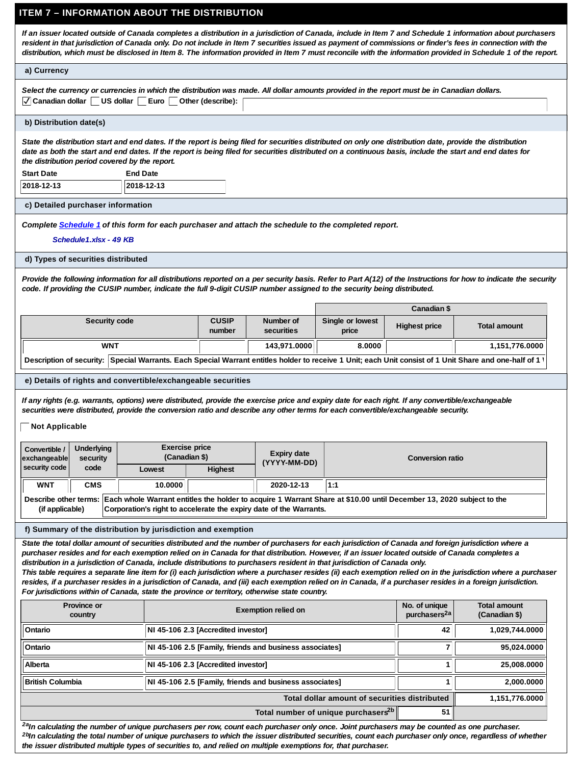## ITEM 7 – INFORMATION ABOUT THE DISTRIBUTION

*If an issuer located outside of Canada completes a distribution in a jurisdiction of Canada, include in Item 7 and Schedule 1 information about purchasers resident in that jurisdiction of Canada only. Do not include in Item 7 securities issued as payment of commissions or finder's fees in connection with the distribution, which must be disclosed in Item 8. The information provided in Item 7 must reconcile with the information provided in Schedule 1 of the report.*

### a) Currency

*Select the currency or currencies in which the distribution was made. All dollar amounts provided in the report must be in Canadian dollars.*

☑ Canadian dollar ☐ US dollar ☐ Euro ☐ Other (describe):

### b) Distribution date(s)

*State the distribution start and end dates. If the report is being filed for securities distributed on only one distribution date, provide the distribution date as both the start and end dates. If the report is being filed for securities distributed on a continuous basis, include the start and end dates for the distribution period covered by the report.*

| Start Date | End Date |
|---|---|
| 2018-12-13 | 2018-12-13 |

### c) Detailed purchaser information

*Complete Schedule 1 of this form for each purchaser and attach the schedule to the completed report.*

*Schedule1.xlsx - 49 KB*

### d) Types of securities distributed

*Provide the following information for all distributions reported on a per security basis. Refer to Part A(12) of the Instructions for how to indicate the security code. If providing the CUSIP number, indicate the full 9-digit CUSIP number assigned to the security being distributed.*

| | | | Canadian $ | | |
|---|---|---|---|---|---|
| **Security code** | **CUSIP number** | **Number of securities** | **Single or lowest price** | **Highest price** | **Total amount** |
| WNT | | 143,971.0000 | 8.0000 | | 1,151,776.0000 |

Description of security: Special Warrants. Each Special Warrant entitles holder to receive 1 Unit; each Unit consist of 1 Unit Share and one-half of 1

### e) Details of rights and convertible/exchangeable securities

*If any rights (e.g. warrants, options) were distributed, provide the exercise price and expiry date for each right. If any convertible/exchangeable securities were distributed, provide the conversion ratio and describe any other terms for each convertible/exchangeable security.*

☐ Not Applicable

| Convertible / exchangeable security code | Underlying security code | Exercise price (Canadian $) | | Expiry date (YYYY-MM-DD) | Conversion ratio |
|---|---|---|---|---|---|
| | | Lowest | Highest | | |
| WNT | CMS | 10.0000 | | 2020-12-13 | 1:1 |

Describe other terms (if applicable): Each whole Warrant entitles the holder to acquire 1 Warrant Share at $10.00 until December 13, 2020 subject to the Corporation's right to accelerate the expiry date of the Warrants.

### f) Summary of the distribution by jurisdiction and exemption

*State the total dollar amount of securities distributed and the number of purchasers for each jurisdiction of Canada and foreign jurisdiction where a purchaser resides and for each exemption relied on in Canada for that distribution. However, if an issuer located outside of Canada completes a distribution in a jurisdiction of Canada, include distributions to purchasers resident in that jurisdiction of Canada only.*
*This table requires a separate line item for (i) each jurisdiction where a purchaser resides (ii) each exemption relied on in the jurisdiction where a purchaser resides, if a purchaser resides in a jurisdiction of Canada, and (iii) each exemption relied on in Canada, if a purchaser resides in a foreign jurisdiction. For jurisdictions within Canada, state the province or territory, otherwise state country.*

| Province or country | Exemption relied on | No. of unique purchasers[2a] | Total amount (Canadian $) |
|---|---|---|---|
| Ontario | NI 45-106 2.3 [Accredited investor] | 42 | 1,029,744.0000 |
| Ontario | NI 45-106 2.5 [Family, friends and business associates] | 7 | 95,024.0000 |
| Alberta | NI 45-106 2.3 [Accredited investor] | 1 | 25,008.0000 |
| British Columbia | NI 45-106 2.5 [Family, friends and business associates] | 1 | 2,000.0000 |
| | **Total dollar amount of securities distributed** | | 1,151,776.0000 |
| | **Total number of unique purchasers[2b]** | 51 | |

*[2a] In calculating the number of unique purchasers per row, count each purchaser only once. Joint purchasers may be counted as one purchaser.*
*[2b] In calculating the total number of unique purchasers to which the issuer distributed securities, count each purchaser only once, regardless of whether the issuer distributed multiple types of securities to, and relied on multiple exemptions for, that purchaser.*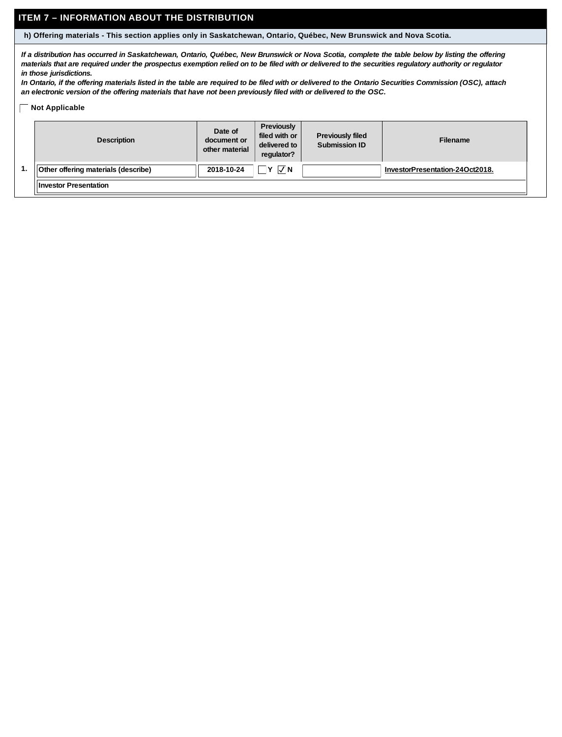## ITEM 7 – INFORMATION ABOUT THE DISTRIBUTION

### h) Offering materials - This section applies only in Saskatchewan, Ontario, Québec, New Brunswick and Nova Scotia.

*If a distribution has occurred in Saskatchewan, Ontario, Québec, New Brunswick or Nova Scotia, complete the table below by listing the offering materials that are required under the prospectus exemption relied on to be filed with or delivered to the securities regulatory authority or regulator in those jurisdictions.*
*In Ontario, if the offering materials listed in the table are required to be filed with or delivered to the Ontario Securities Commission (OSC), attach an electronic version of the offering materials that have not been previously filed with or delivered to the OSC.*

☐ Not Applicable

| | Description | Date of document or other material | Previously filed with or delivered to regulator? | Previously filed Submission ID | Filename |
|---|---|---|---|---|---|
| 1. | Other offering materials (describe) | 2018-10-24 | ☐ Y ☑ N | | InvestorPresentation-24Oct2018. |
| | Investor Presentation | | | | |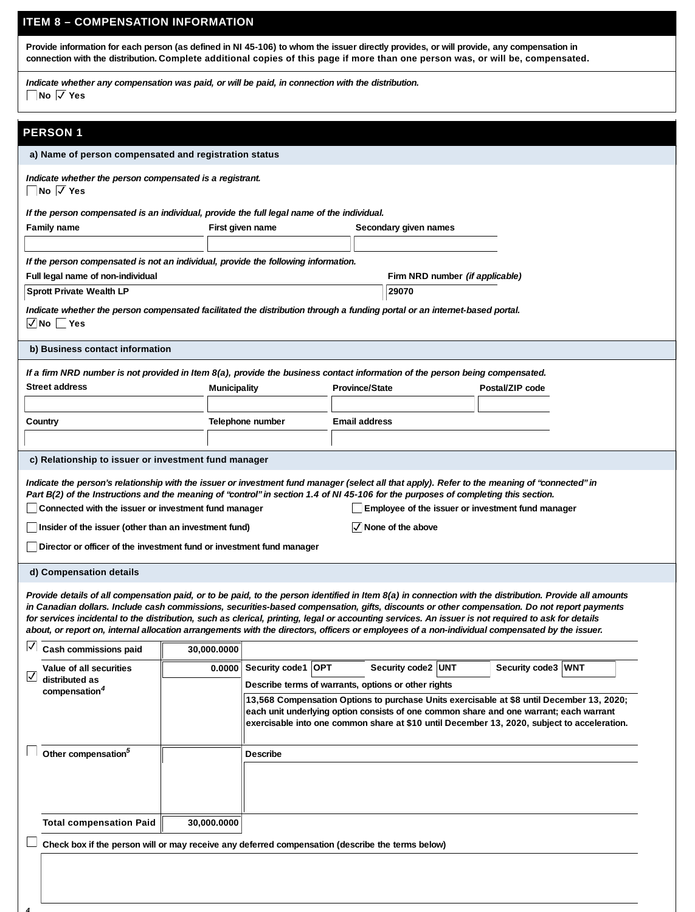## ITEM 8 – COMPENSATION INFORMATION

**Provide information for each person (as defined in NI 45-106) to whom the issuer directly provides, or will provide, any compensation in connection with the distribution. Complete additional copies of this page if more than one person was, or will be, compensated.**

***Indicate whether any compensation was paid, or will be paid, in connection with the distribution.***

☐ No ☑ Yes

## PERSON 1

### a) Name of person compensated and registration status

***Indicate whether the person compensated is a registrant.***

☐ No ☑ Yes

***If the person compensated is an individual, provide the full legal name of the individual.***

| Family name | First given name | Secondary given names |
|---|---|---|
| | | |

***If the person compensated is not an individual, provide the following information.***

| Full legal name of non-individual | Firm NRD number *(if applicable)* |
|---|---|
| Sprott Private Wealth LP | 29070 |

***Indicate whether the person compensated facilitated the distribution through a funding portal or an internet-based portal.***

☑ No ☐ Yes

### b) Business contact information

***If a firm NRD number is not provided in Item 8(a), provide the business contact information of the person being compensated.***

| Street address | Municipality | Province/State | Postal/ZIP code |
|---|---|---|---|
| | | | |

| Country | Telephone number | Email address |
|---|---|---|
| | | |

### c) Relationship to issuer or investment fund manager

***Indicate the person's relationship with the issuer or investment fund manager (select all that apply). Refer to the meaning of "connected" in Part B(2) of the Instructions and the meaning of "control" in section 1.4 of NI 45-106 for the purposes of completing this section.***

☐ Connected with the issuer or investment fund manager

☐ Employee of the issuer or investment fund manager

☐ Insider of the issuer (other than an investment fund)

☑ None of the above

☐ Director or officer of the investment fund or investment fund manager

### d) Compensation details

***Provide details of all compensation paid, or to be paid, to the person identified in Item 8(a) in connection with the distribution. Provide all amounts in Canadian dollars. Include cash commissions, securities-based compensation, gifts, discounts or other compensation. Do not report payments for services incidental to the distribution, such as clerical, printing, legal or accounting services. An issuer is not required to ask for details about, or report on, internal allocation arrangements with the directors, officers or employees of a non-individual compensated by the issuer.***

| | | Amount | Details |
|---|---|---|---|
| ☑ | Cash commissions paid | 30,000.0000 | |
| ☑ | Value of all securities distributed as compensation[4] | 0.0000 | Security code1: OPT; Security code2: UNT; Security code3: WNT. Describe terms of warrants, options or other rights: 13,568 Compensation Options to purchase Units exercisable at $8 until December 13, 2020; each unit underlying option consists of one common share and one warrant; each warrant exercisable into one common share at $10 until December 13, 2020, subject to acceleration. |
| ☐ | Other compensation[5] | | Describe |
| | Total compensation Paid | 30,000.0000 | |

☐ Check box if the person will or may receive any deferred compensation (describe the terms below)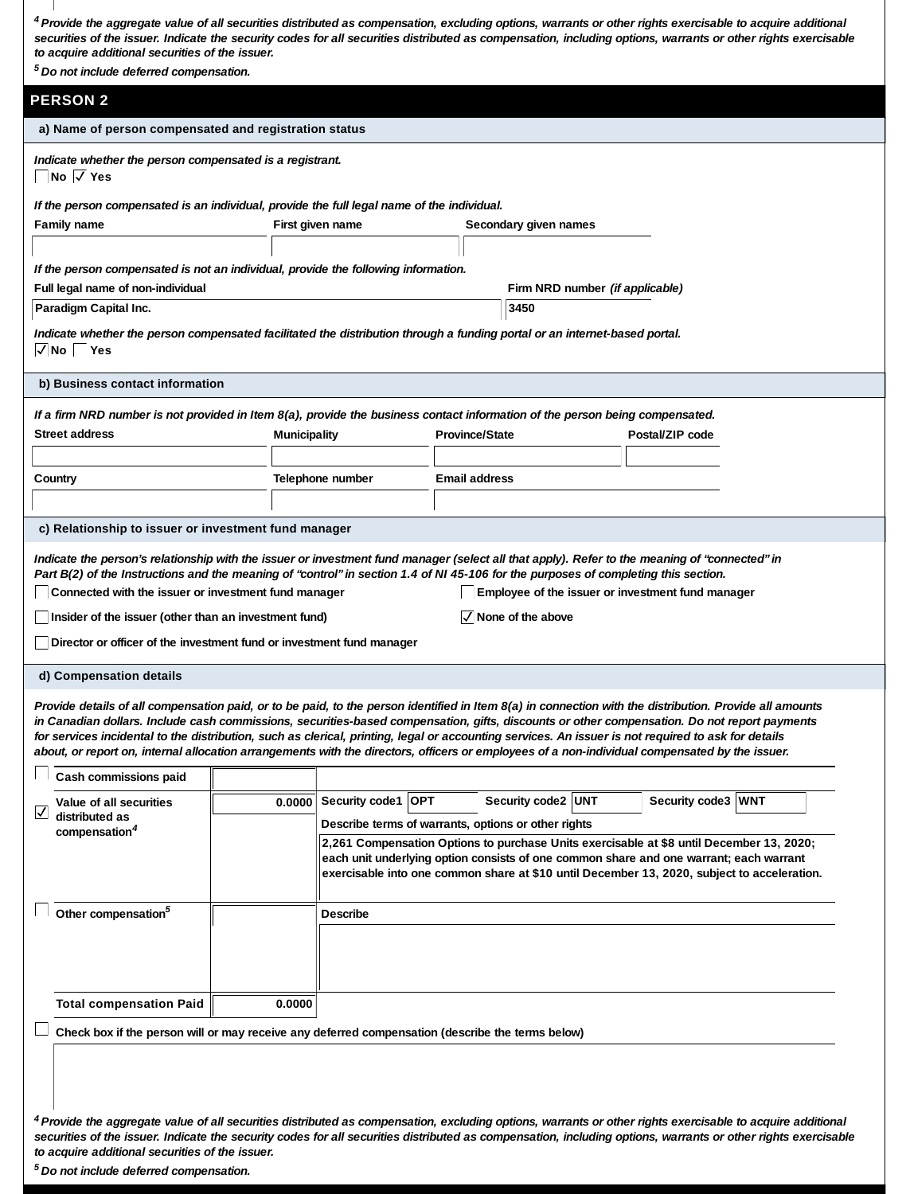[4] *Provide the aggregate value of all securities distributed as compensation, excluding options, warrants or other rights exercisable to acquire additional securities of the issuer. Indicate the security codes for all securities distributed as compensation, including options, warrants or other rights exercisable to acquire additional securities of the issuer.*

[5] *Do not include deferred compensation.*

## PERSON 2

### a) Name of person compensated and registration status

*Indicate whether the person compensated is a registrant.*

☐ No ☑ Yes

*If the person compensated is an individual, provide the full legal name of the individual.*

| Family name | First given name | Secondary given names |
|---|---|---|
| | | |

*If the person compensated is not an individual, provide the following information.*

| Full legal name of non-individual | Firm NRD number *(if applicable)* |
|---|---|
| Paradigm Capital Inc. | 3450 |

*Indicate whether the person compensated facilitated the distribution through a funding portal or an internet-based portal.*

☑ No ☐ Yes

### b) Business contact information

*If a firm NRD number is not provided in Item 8(a), provide the business contact information of the person being compensated.*

| Street address | Municipality | Province/State | Postal/ZIP code |
|---|---|---|---|
| | | | |

| Country | Telephone number | Email address |
|---|---|---|
| | | |

### c) Relationship to issuer or investment fund manager

*Indicate the person's relationship with the issuer or investment fund manager (select all that apply). Refer to the meaning of "connected" in Part B(2) of the Instructions and the meaning of "control" in section 1.4 of NI 45-106 for the purposes of completing this section.*

☐ Connected with the issuer or investment fund manager

☐ Employee of the issuer or investment fund manager

☐ Insider of the issuer (other than an investment fund)

☑ None of the above

☐ Director or officer of the investment fund or investment fund manager

### d) Compensation details

*Provide details of all compensation paid, or to be paid, to the person identified in Item 8(a) in connection with the distribution. Provide all amounts in Canadian dollars. Include cash commissions, securities-based compensation, gifts, discounts or other compensation. Do not report payments for services incidental to the distribution, such as clerical, printing, legal or accounting services. An issuer is not required to ask for details about, or report on, internal allocation arrangements with the directors, officers or employees of a non-individual compensated by the issuer.*

| | | Amount | Details |
|---|---|---|---|
| ☐ | Cash commissions paid | | |
| ☑ | Value of all securities distributed as compensation[4] | 0.0000 | Security code1: OPT; Security code2: UNT; Security code3: WNT<br>Describe terms of warrants, options or other rights:<br>2,261 Compensation Options to purchase Units exercisable at $8 until December 13, 2020; each unit underlying option consists of one common share and one warrant; each warrant exercisable into one common share at $10 until December 13, 2020, subject to acceleration. |
| ☐ | Other compensation[5] | | Describe |
| | Total compensation Paid | 0.0000 | |

☐ Check box if the person will or may receive any deferred compensation (describe the terms below)

[4] *Provide the aggregate value of all securities distributed as compensation, excluding options, warrants or other rights exercisable to acquire additional securities of the issuer. Indicate the security codes for all securities distributed as compensation, including options, warrants or other rights exercisable to acquire additional securities of the issuer.*

[5] *Do not include deferred compensation.*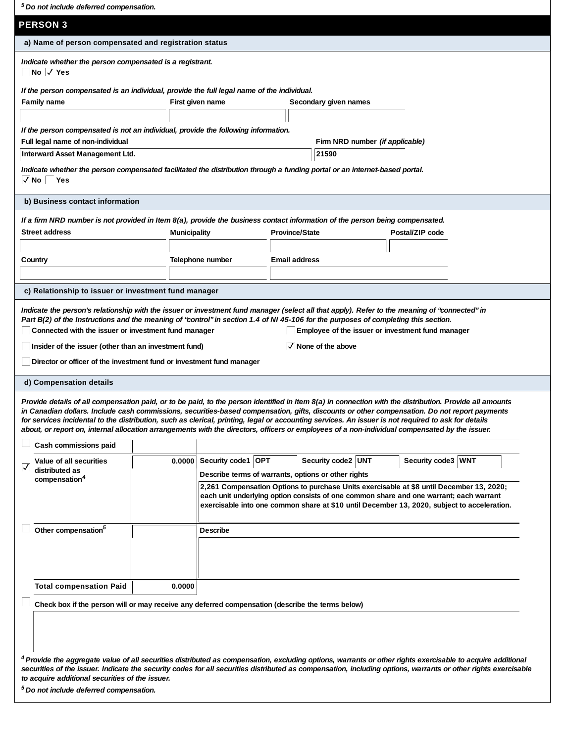[5] *Do not include deferred compensation.*

## PERSON 3

### a) Name of person compensated and registration status

*Indicate whether the person compensated is a registrant.*

☐ No ☑ Yes

*If the person compensated is an individual, provide the full legal name of the individual.*

| Family name | First given name | Secondary given names |
| --- | --- | --- |
| | | |

*If the person compensated is not an individual, provide the following information.*

| Full legal name of non-individual | Firm NRD number *(if applicable)* |
| --- | --- |
| Interward Asset Management Ltd. | 21590 |

*Indicate whether the person compensated facilitated the distribution through a funding portal or an internet-based portal.*

☑ No ☐ Yes

### b) Business contact information

*If a firm NRD number is not provided in Item 8(a), provide the business contact information of the person being compensated.*

| Street address | Municipality | Province/State | Postal/ZIP code |
| --- | --- | --- | --- |
| | | | |

| Country | Telephone number | Email address |
| --- | --- | --- |
| | | |

### c) Relationship to issuer or investment fund manager

*Indicate the person's relationship with the issuer or investment fund manager (select all that apply). Refer to the meaning of "connected" in Part B(2) of the Instructions and the meaning of "control" in section 1.4 of NI 45-106 for the purposes of completing this section.*

☐ Connected with the issuer or investment fund manager

☐ Employee of the issuer or investment fund manager

☐ Insider of the issuer (other than an investment fund)

☑ None of the above

☐ Director or officer of the investment fund or investment fund manager

### d) Compensation details

*Provide details of all compensation paid, or to be paid, to the person identified in Item 8(a) in connection with the distribution. Provide all amounts in Canadian dollars. Include cash commissions, securities-based compensation, gifts, discounts or other compensation. Do not report payments for services incidental to the distribution, such as clerical, printing, legal or accounting services. An issuer is not required to ask for details about, or report on, internal allocation arrangements with the directors, officers or employees of a non-individual compensated by the issuer.*

| | | Amount | Details |
| --- | --- | --- | --- |
| ☐ | Cash commissions paid | | |
| ☑ | Value of all securities distributed as compensation[4] | 0.0000 | Security code1 OPT Security code2 UNT Security code3 WNT<br>Describe terms of warrants, options or other rights<br>2,261 Compensation Options to purchase Units exercisable at $8 until December 13, 2020; each unit underlying option consists of one common share and one warrant; each warrant exercisable into one common share at $10 until December 13, 2020, subject to acceleration. |
| ☐ | Other compensation[5] | | Describe |
| | Total compensation Paid | 0.0000 | |

☐ Check box if the person will or may receive any deferred compensation (describe the terms below)

[4] *Provide the aggregate value of all securities distributed as compensation, excluding options, warrants or other rights exercisable to acquire additional securities of the issuer. Indicate the security codes for all securities distributed as compensation, including options, warrants or other rights exercisable to acquire additional securities of the issuer.*

[5] *Do not include deferred compensation.*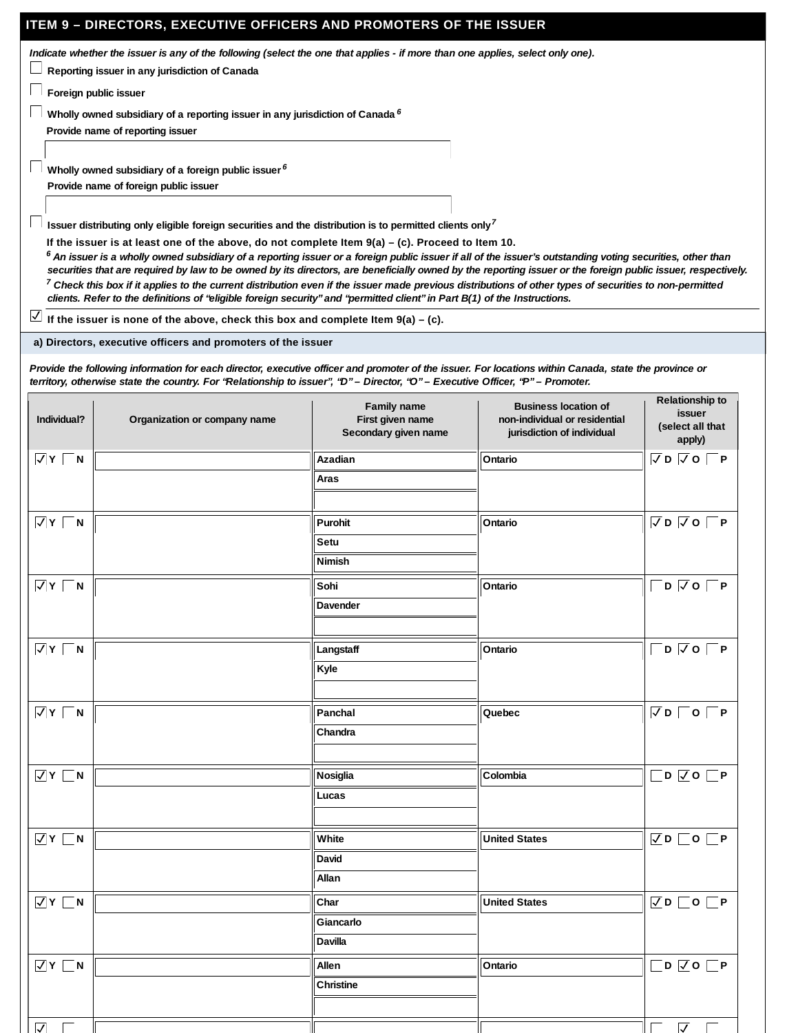## ITEM 9 – DIRECTORS, EXECUTIVE OFFICERS AND PROMOTERS OF THE ISSUER

*Indicate whether the issuer is any of the following (select the one that applies - if more than one applies, select only one).*

☐ Reporting issuer in any jurisdiction of Canada

☐ Foreign public issuer

☐ Wholly owned subsidiary of a reporting issuer in any jurisdiction of Canada [6]

Provide name of reporting issuer

☐ Wholly owned subsidiary of a foreign public issuer [6]

Provide name of foreign public issuer

☐ Issuer distributing only eligible foreign securities and the distribution is to permitted clients only [7]

If the issuer is at least one of the above, do not complete Item 9(a) – (c). Proceed to Item 10.

*[6] An issuer is a wholly owned subsidiary of a reporting issuer or a foreign public issuer if all of the issuer's outstanding voting securities, other than securities that are required by law to be owned by its directors, are beneficially owned by the reporting issuer or the foreign public issuer, respectively.*

*[7] Check this box if it applies to the current distribution even if the issuer made previous distributions of other types of securities to non-permitted clients. Refer to the definitions of "eligible foreign security" and "permitted client" in Part B(1) of the Instructions.*

☑ If the issuer is none of the above, check this box and complete Item 9(a) – (c).

### a) Directors, executive officers and promoters of the issuer

*Provide the following information for each director, executive officer and promoter of the issuer. For locations within Canada, state the province or territory, otherwise state the country. For "Relationship to issuer", "D" – Director, "O" – Executive Officer, "P" – Promoter.*

| Individual? | Organization or company name | Family name<br>First given name<br>Secondary given name | Business location of non-individual or residential jurisdiction of individual | Relationship to issuer (select all that apply) |
|---|---|---|---|---|
| ☑ Y ☐ N | | Azadian<br>Aras | Ontario | ☑ D ☑ O ☐ P |
| ☑ Y ☐ N | | Purohit<br>Setu<br>Nimish | Ontario | ☑ D ☑ O ☐ P |
| ☑ Y ☐ N | | Sohi<br>Davender | Ontario | ☐ D ☑ O ☐ P |
| ☑ Y ☐ N | | Langstaff<br>Kyle | Ontario | ☐ D ☑ O ☐ P |
| ☑ Y ☐ N | | Panchal<br>Chandra | Quebec | ☑ D ☐ O ☐ P |
| ☑ Y ☐ N | | Nosiglia<br>Lucas | Colombia | ☐ D ☑ O ☐ P |
| ☑ Y ☐ N | | White<br>David<br>Allan | United States | ☑ D ☐ O ☐ P |
| ☑ Y ☐ N | | Char<br>Giancarlo<br>Davilla | United States | ☑ D ☐ O ☐ P |
| ☑ Y ☐ N | | Allen<br>Christine | Ontario | ☐ D ☑ O ☐ P |
| ☑ Y ☐ N | | | | ☐ D ☑ O ☐ P |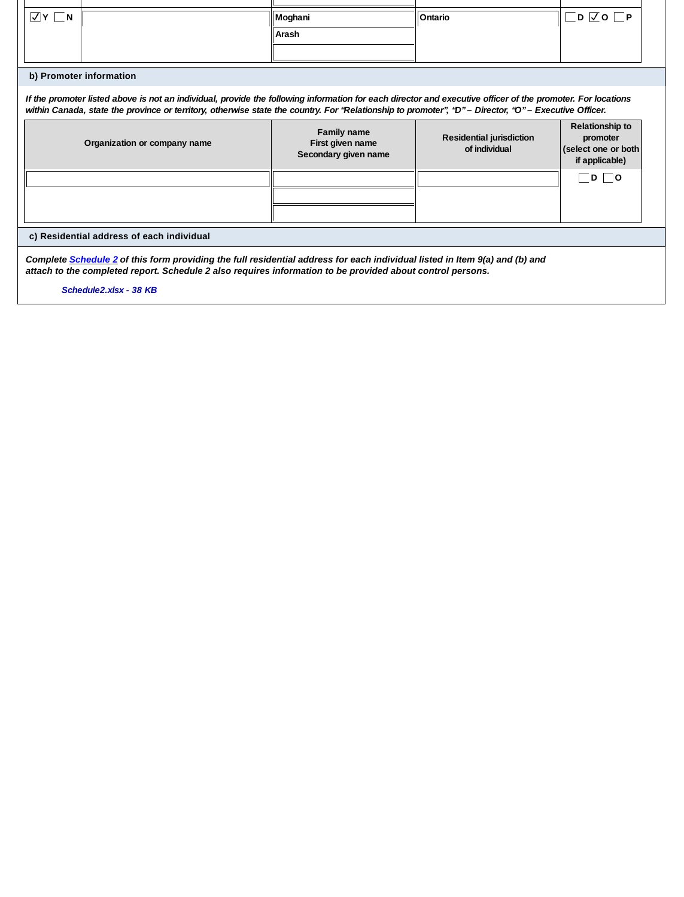| | | | | |
|---|---|---|---|---|
| ☑ Y ☐ N | | Moghani<br>Arash | Ontario | ☐ D ☑ O ☐ P |

**b) Promoter information**

*If the promoter listed above is not an individual, provide the following information for each director and executive officer of the promoter. For locations within Canada, state the province or territory, otherwise state the country. For "Relationship to promoter", "D" – Director, "O" – Executive Officer.*

| Organization or company name | Family name<br>First given name<br>Secondary given name | Residential jurisdiction of individual | Relationship to promoter (select one or both if applicable) |
|---|---|---|---|
| | | | ☐ D ☐ O |

**c) Residential address of each individual**

*Complete Schedule 2 of this form providing the full residential address for each individual listed in Item 9(a) and (b) and attach to the completed report. Schedule 2 also requires information to be provided about control persons.*

*Schedule2.xlsx - 38 KB*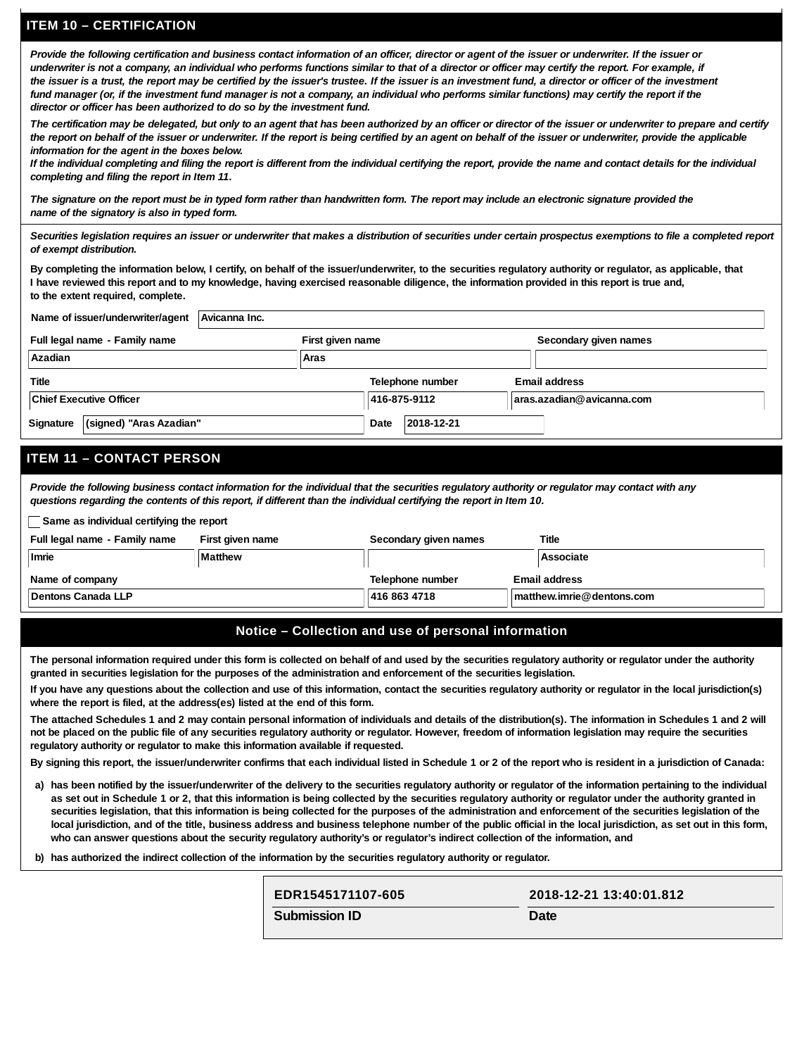## ITEM 10 – CERTIFICATION

*Provide the following certification and business contact information of an officer, director or agent of the issuer or underwriter. If the issuer or underwriter is not a company, an individual who performs functions similar to that of a director or officer may certify the report. For example, if the issuer is a trust, the report may be certified by the issuer's trustee. If the issuer is an investment fund, a director or officer of the investment fund manager (or, if the investment fund manager is not a company, an individual who performs similar functions) may certify the report if the director or officer has been authorized to do so by the investment fund.*

*The certification may be delegated, but only to an agent that has been authorized by an officer or director of the issuer or underwriter to prepare and certify the report on behalf of the issuer or underwriter. If the report is being certified by an agent on behalf of the issuer or underwriter, provide the applicable information for the agent in the boxes below.*

*If the individual completing and filing the report is different from the individual certifying the report, provide the name and contact details for the individual completing and filing the report in Item 11.*

*The signature on the report must be in typed form rather than handwritten form. The report may include an electronic signature provided the name of the signatory is also in typed form.*

*Securities legislation requires an issuer or underwriter that makes a distribution of securities under certain prospectus exemptions to file a completed report of exempt distribution.*

**By completing the information below, I certify, on behalf of the issuer/underwriter, to the securities regulatory authority or regulator, as applicable, that I have reviewed this report and to my knowledge, having exercised reasonable diligence, the information provided in this report is true and, to the extent required, complete.**

| | |
|---|---|
| Name of issuer/underwriter/agent | Avicanna Inc. |

| Full legal name - Family name | First given name | Secondary given names |
|---|---|---|
| Azadian | Aras | |

| Title | Telephone number | Email address |
|---|---|---|
| Chief Executive Officer | 416-875-9112 | aras.azadian@avicanna.com |

| Signature | | Date | |
|---|---|---|---|
| | (signed) "Aras Azadian" | | 2018-12-21 |

## ITEM 11 – CONTACT PERSON

*Provide the following business contact information for the individual that the securities regulatory authority or regulator may contact with any questions regarding the contents of this report, if different than the individual certifying the report in Item 10.*

☐ Same as individual certifying the report

| Full legal name - Family name | First given name | Secondary given names | Title |
|---|---|---|---|
| Imrie | Matthew | | Associate |

| Name of company | Telephone number | Email address |
|---|---|---|
| Dentons Canada LLP | 416 863 4718 | matthew.imrie@dentons.com |

## Notice – Collection and use of personal information

**The personal information required under this form is collected on behalf of and used by the securities regulatory authority or regulator under the authority granted in securities legislation for the purposes of the administration and enforcement of the securities legislation.**

**If you have any questions about the collection and use of this information, contact the securities regulatory authority or regulator in the local jurisdiction(s) where the report is filed, at the address(es) listed at the end of this form.**

**The attached Schedules 1 and 2 may contain personal information of individuals and details of the distribution(s). The information in Schedules 1 and 2 will not be placed on the public file of any securities regulatory authority or regulator. However, freedom of information legislation may require the securities regulatory authority or regulator to make this information available if requested.**

**By signing this report, the issuer/underwriter confirms that each individual listed in Schedule 1 or 2 of the report who is resident in a jurisdiction of Canada:**

**a) has been notified by the issuer/underwriter of the delivery to the securities regulatory authority or regulator of the information pertaining to the individual as set out in Schedule 1 or 2, that this information is being collected by the securities regulatory authority or regulator under the authority granted in securities legislation, that this information is being collected for the purposes of the administration and enforcement of the securities legislation of the local jurisdiction, and of the title, business address and business telephone number of the public official in the local jurisdiction, as set out in this form, who can answer questions about the security regulatory authority's or regulator's indirect collection of the information, and**

**b) has authorized the indirect collection of the information by the securities regulatory authority or regulator.**

| Submission ID | Date |
|---|---|
| EDR1545171107-605 | 2018-12-21 13:40:01.812 |